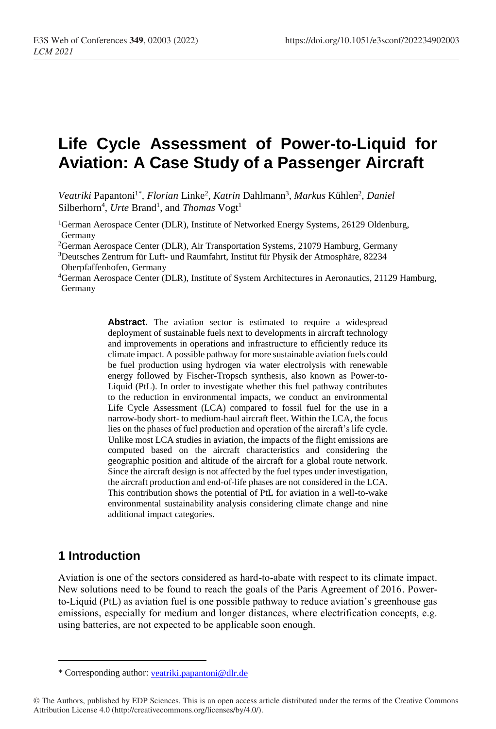# Life Cycle Assessment of Power-to-Liquid for Aviation: A Case Study of a Passenger Aircraft

*Veatriki* Papantoni[1*], *Florian* Linke[2], *Katrin* Dahlmann[3], *Markus* Kühlen[2], *Daniel* Silberhorn[4], *Urte* Brand[1], and *Thomas* Vogt[1]

[1]German Aerospace Center (DLR), Institute of Networked Energy Systems, 26129 Oldenburg, Germany

[2]German Aerospace Center (DLR), Air Transportation Systems, 21079 Hamburg, Germany

[3]Deutsches Zentrum für Luft- und Raumfahrt, Institut für Physik der Atmosphäre, 82234 Oberpfaffenhofen, Germany

[4]German Aerospace Center (DLR), Institute of System Architectures in Aeronautics, 21129 Hamburg, Germany

**Abstract.** The aviation sector is estimated to require a widespread deployment of sustainable fuels next to developments in aircraft technology and improvements in operations and infrastructure to efficiently reduce its climate impact. A possible pathway for more sustainable aviation fuels could be fuel production using hydrogen via water electrolysis with renewable energy followed by Fischer-Tropsch synthesis, also known as Power-to-Liquid (PtL). In order to investigate whether this fuel pathway contributes to the reduction in environmental impacts, we conduct an environmental Life Cycle Assessment (LCA) compared to fossil fuel for the use in a narrow-body short- to medium-haul aircraft fleet. Within the LCA, the focus lies on the phases of fuel production and operation of the aircraft's life cycle. Unlike most LCA studies in aviation, the impacts of the flight emissions are computed based on the aircraft characteristics and considering the geographic position and altitude of the aircraft for a global route network. Since the aircraft design is not affected by the fuel types under investigation, the aircraft production and end-of-life phases are not considered in the LCA. This contribution shows the potential of PtL for aviation in a well-to-wake environmental sustainability analysis considering climate change and nine additional impact categories.

## 1 Introduction

Aviation is one of the sectors considered as hard-to-abate with respect to its climate impact. New solutions need to be found to reach the goals of the Paris Agreement of 2016. Power-to-Liquid (PtL) as aviation fuel is one possible pathway to reduce aviation's greenhouse gas emissions, especially for medium and longer distances, where electrification concepts, e.g. using batteries, are not expected to be applicable soon enough.

---

\* Corresponding author: veatriki.papantoni@dlr.de

© The Authors, published by EDP Sciences. This is an open access article distributed under the terms of the Creative Commons Attribution License 4.0 (http://creativecommons.org/licenses/by/4.0/).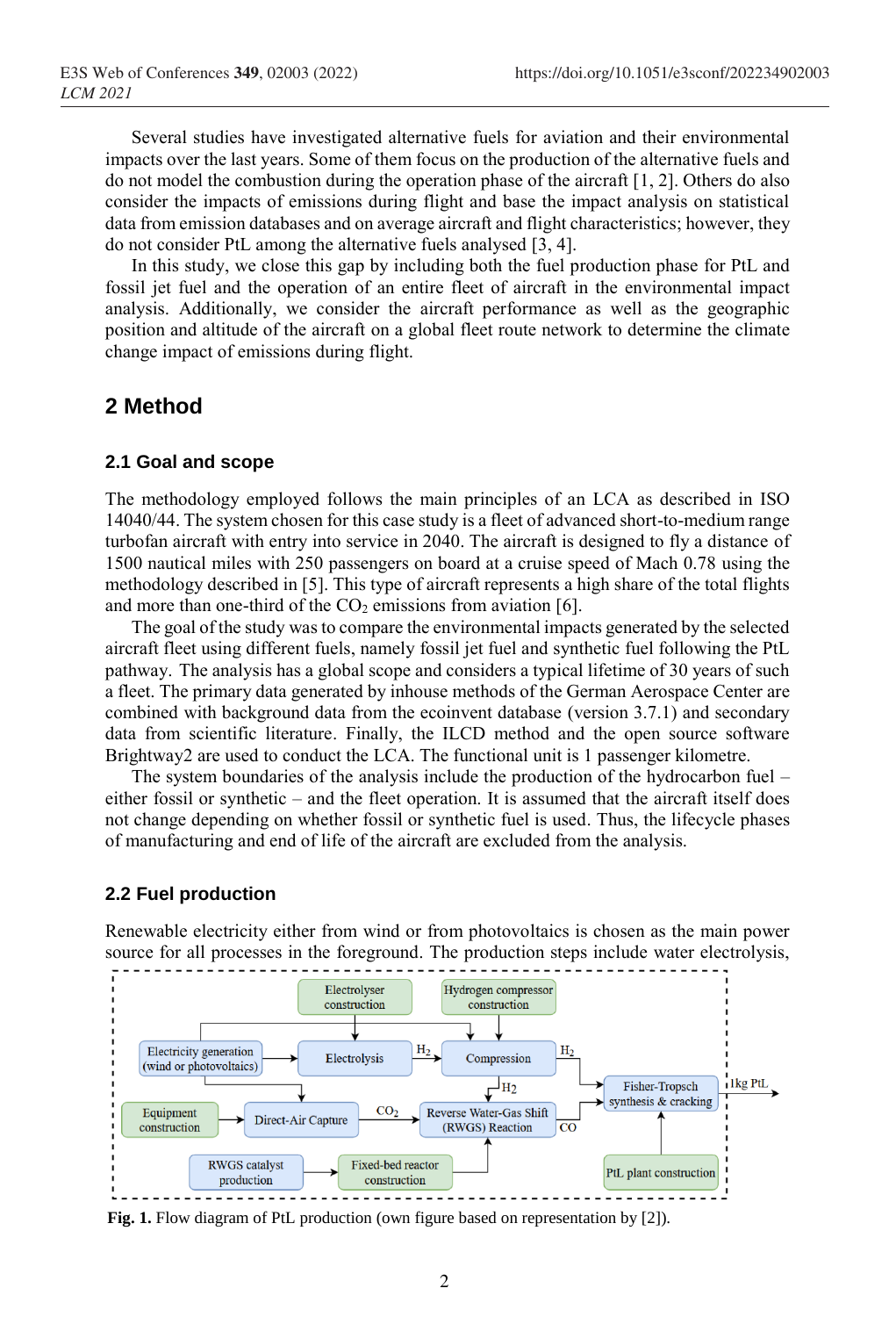Several studies have investigated alternative fuels for aviation and their environmental impacts over the last years. Some of them focus on the production of the alternative fuels and do not model the combustion during the operation phase of the aircraft [1, 2]. Others do also consider the impacts of emissions during flight and base the impact analysis on statistical data from emission databases and on average aircraft and flight characteristics; however, they do not consider PtL among the alternative fuels analysed [3, 4].

In this study, we close this gap by including both the fuel production phase for PtL and fossil jet fuel and the operation of an entire fleet of aircraft in the environmental impact analysis. Additionally, we consider the aircraft performance as well as the geographic position and altitude of the aircraft on a global fleet route network to determine the climate change impact of emissions during flight.

## 2 Method

### 2.1 Goal and scope

The methodology employed follows the main principles of an LCA as described in ISO 14040/44. The system chosen for this case study is a fleet of advanced short-to-medium range turbofan aircraft with entry into service in 2040. The aircraft is designed to fly a distance of 1500 nautical miles with 250 passengers on board at a cruise speed of Mach 0.78 using the methodology described in [5]. This type of aircraft represents a high share of the total flights and more than one-third of the $CO_2$ emissions from aviation [6].

The goal of the study was to compare the environmental impacts generated by the selected aircraft fleet using different fuels, namely fossil jet fuel and synthetic fuel following the PtL pathway. The analysis has a global scope and considers a typical lifetime of 30 years of such a fleet. The primary data generated by inhouse methods of the German Aerospace Center are combined with background data from the ecoinvent database (version 3.7.1) and secondary data from scientific literature. Finally, the ILCD method and the open source software Brightway2 are used to conduct the LCA. The functional unit is 1 passenger kilometre.

The system boundaries of the analysis include the production of the hydrocarbon fuel – either fossil or synthetic – and the fleet operation. It is assumed that the aircraft itself does not change depending on whether fossil or synthetic fuel is used. Thus, the lifecycle phases of manufacturing and end of life of the aircraft are excluded from the analysis.

### 2.2 Fuel production

Renewable electricity either from wind or from photovoltaics is chosen as the main power source for all processes in the foreground. The production steps include water electrolysis,

**Fig. 1.** Flow diagram of PtL production (own figure based on representation by [2]).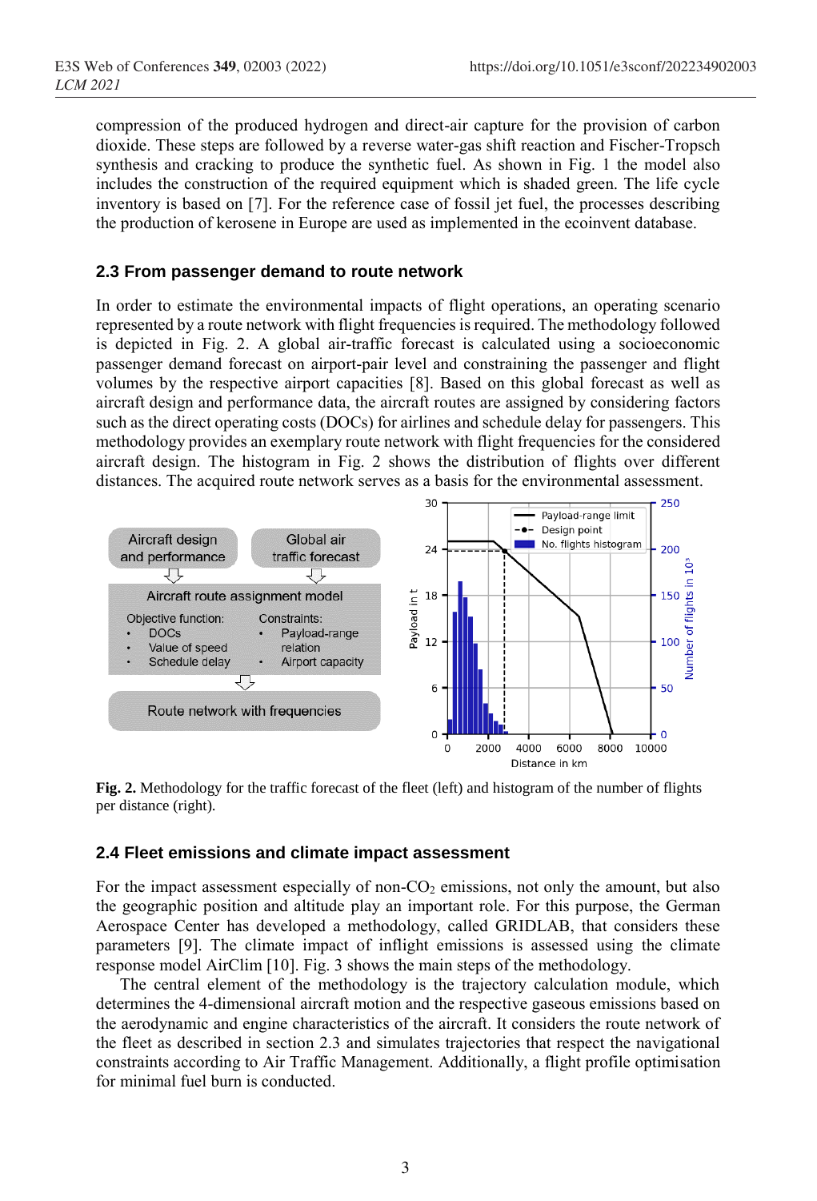compression of the produced hydrogen and direct-air capture for the provision of carbon dioxide. These steps are followed by a reverse water-gas shift reaction and Fischer-Tropsch synthesis and cracking to produce the synthetic fuel. As shown in Fig. 1 the model also includes the construction of the required equipment which is shaded green. The life cycle inventory is based on [7]. For the reference case of fossil jet fuel, the processes describing the production of kerosene in Europe are used as implemented in the ecoinvent database.

### 2.3 From passenger demand to route network

In order to estimate the environmental impacts of flight operations, an operating scenario represented by a route network with flight frequencies is required. The methodology followed is depicted in Fig. 2. A global air-traffic forecast is calculated using a socioeconomic passenger demand forecast on airport-pair level and constraining the passenger and flight volumes by the respective airport capacities [8]. Based on this global forecast as well as aircraft design and performance data, the aircraft routes are assigned by considering factors such as the direct operating costs (DOCs) for airlines and schedule delay for passengers. This methodology provides an exemplary route network with flight frequencies for the considered aircraft design. The histogram in Fig. 2 shows the distribution of flights over different distances. The acquired route network serves as a basis for the environmental assessment.

**Fig. 2.** Methodology for the traffic forecast of the fleet (left) and histogram of the number of flights per distance (right).

### 2.4 Fleet emissions and climate impact assessment

For the impact assessment especially of non-$CO_2$ emissions, not only the amount, but also the geographic position and altitude play an important role. For this purpose, the German Aerospace Center has developed a methodology, called GRIDLAB, that considers these parameters [9]. The climate impact of inflight emissions is assessed using the climate response model AirClim [10]. Fig. 3 shows the main steps of the methodology.

The central element of the methodology is the trajectory calculation module, which determines the 4-dimensional aircraft motion and the respective gaseous emissions based on the aerodynamic and engine characteristics of the aircraft. It considers the route network of the fleet as described in section 2.3 and simulates trajectories that respect the navigational constraints according to Air Traffic Management. Additionally, a flight profile optimisation for minimal fuel burn is conducted.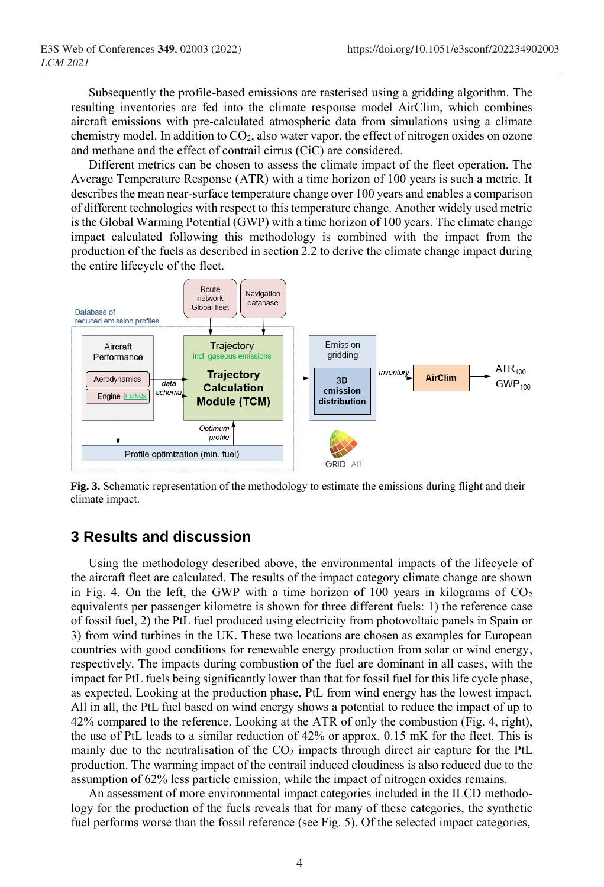Subsequently the profile-based emissions are rasterised using a gridding algorithm. The resulting inventories are fed into the climate response model AirClim, which combines aircraft emissions with pre-calculated atmospheric data from simulations using a climate chemistry model. In addition to $CO_2$, also water vapor, the effect of nitrogen oxides on ozone and methane and the effect of contrail cirrus (CiC) are considered.

Different metrics can be chosen to assess the climate impact of the fleet operation. The Average Temperature Response (ATR) with a time horizon of 100 years is such a metric. It describes the mean near-surface temperature change over 100 years and enables a comparison of different technologies with respect to this temperature change. Another widely used metric is the Global Warming Potential (GWP) with a time horizon of 100 years. The climate change impact calculated following this methodology is combined with the impact from the production of the fuels as described in section 2.2 to derive the climate change impact during the entire lifecycle of the fleet.

**Fig. 3.** Schematic representation of the methodology to estimate the emissions during flight and their climate impact.

## 3 Results and discussion

Using the methodology described above, the environmental impacts of the lifecycle of the aircraft fleet are calculated. The results of the impact category climate change are shown in Fig. 4. On the left, the GWP with a time horizon of 100 years in kilograms of $CO_2$ equivalents per passenger kilometre is shown for three different fuels: 1) the reference case of fossil fuel, 2) the PtL fuel produced using electricity from photovoltaic panels in Spain or 3) from wind turbines in the UK. These two locations are chosen as examples for European countries with good conditions for renewable energy production from solar or wind energy, respectively. The impacts during combustion of the fuel are dominant in all cases, with the impact for PtL fuels being significantly lower than that for fossil fuel for this life cycle phase, as expected. Looking at the production phase, PtL from wind energy has the lowest impact. All in all, the PtL fuel based on wind energy shows a potential to reduce the impact of up to 42% compared to the reference. Looking at the ATR of only the combustion (Fig. 4, right), the use of PtL leads to a similar reduction of 42% or approx. 0.15 mK for the fleet. This is mainly due to the neutralisation of the $CO_2$ impacts through direct air capture for the PtL production. The warming impact of the contrail induced cloudiness is also reduced due to the assumption of 62% less particle emission, while the impact of nitrogen oxides remains.

An assessment of more environmental impact categories included in the ILCD methodology for the production of the fuels reveals that for many of these categories, the synthetic fuel performs worse than the fossil reference (see Fig. 5). Of the selected impact categories,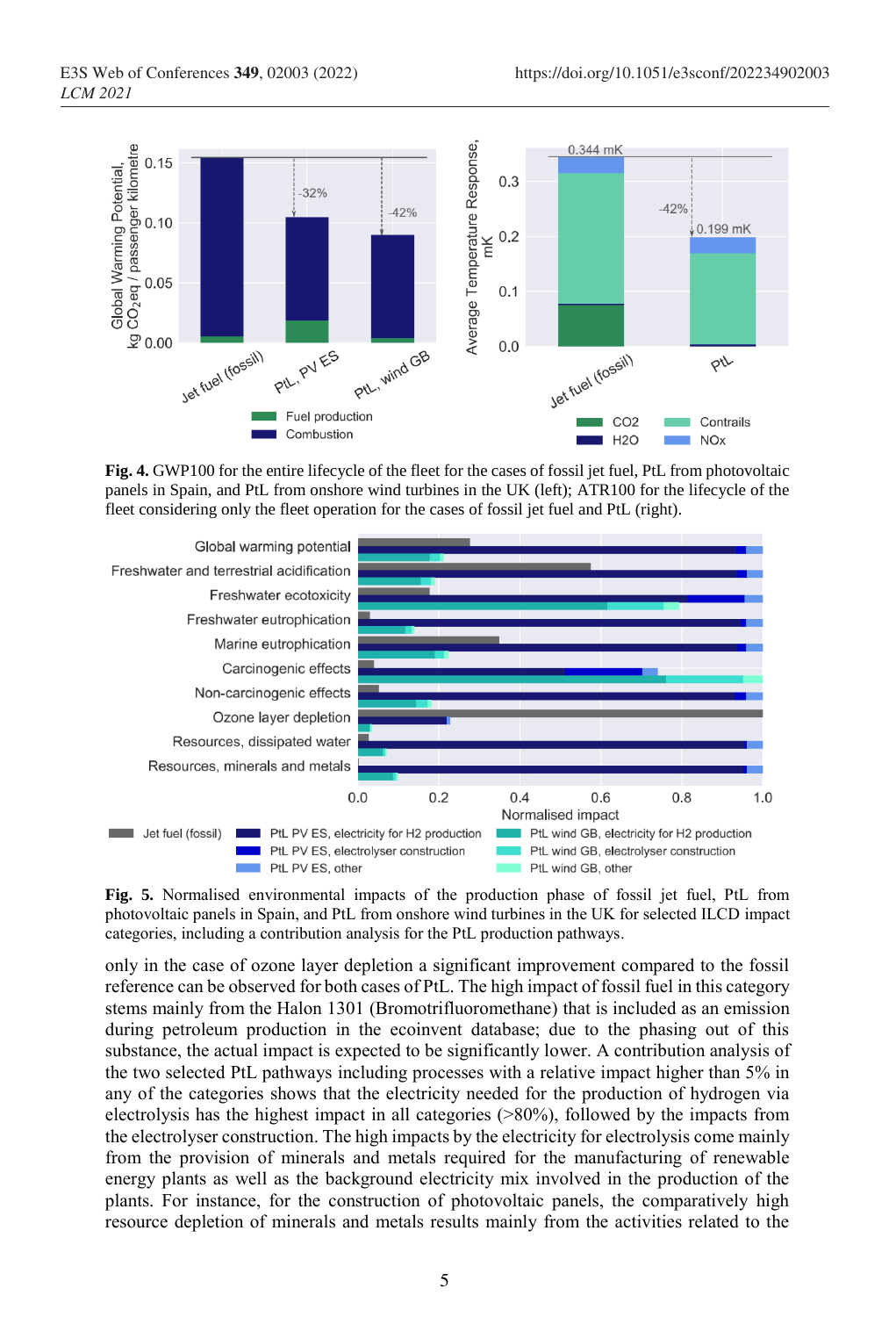**Fig. 4.** GWP100 for the entire lifecycle of the fleet for the cases of fossil jet fuel, PtL from photovoltaic panels in Spain, and PtL from onshore wind turbines in the UK (left); ATR100 for the lifecycle of the fleet considering only the fleet operation for the cases of fossil jet fuel and PtL (right).

**Fig. 5.** Normalised environmental impacts of the production phase of fossil jet fuel, PtL from photovoltaic panels in Spain, and PtL from onshore wind turbines in the UK for selected ILCD impact categories, including a contribution analysis for the PtL production pathways.

only in the case of ozone layer depletion a significant improvement compared to the fossil reference can be observed for both cases of PtL. The high impact of fossil fuel in this category stems mainly from the Halon 1301 (Bromotrifluoromethane) that is included as an emission during petroleum production in the ecoinvent database; due to the phasing out of this substance, the actual impact is expected to be significantly lower. A contribution analysis of the two selected PtL pathways including processes with a relative impact higher than 5% in any of the categories shows that the electricity needed for the production of hydrogen via electrolysis has the highest impact in all categories (>80%), followed by the impacts from the electrolyser construction. The high impacts by the electricity for electrolysis come mainly from the provision of minerals and metals required for the manufacturing of renewable energy plants as well as the background electricity mix involved in the production of the plants. For instance, for the construction of photovoltaic panels, the comparatively high resource depletion of minerals and metals results mainly from the activities related to the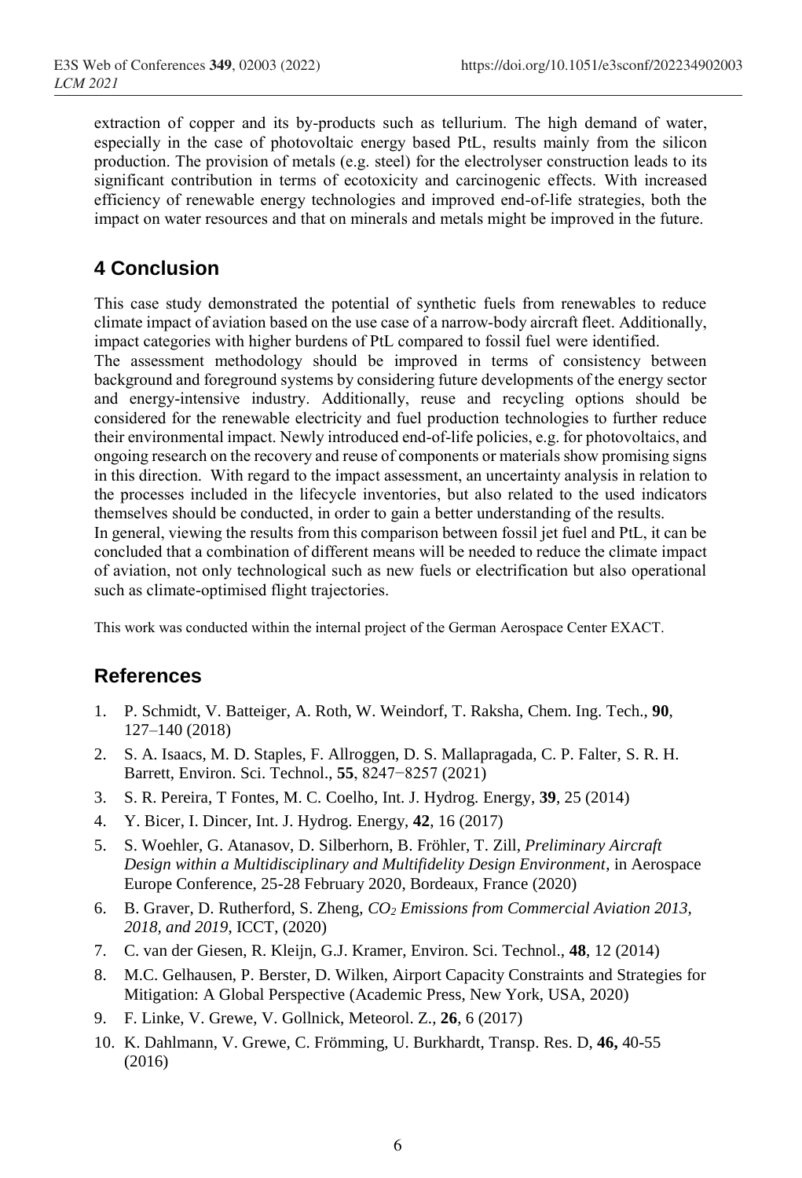extraction of copper and its by-products such as tellurium. The high demand of water, especially in the case of photovoltaic energy based PtL, results mainly from the silicon production. The provision of metals (e.g. steel) for the electrolyser construction leads to its significant contribution in terms of ecotoxicity and carcinogenic effects. With increased efficiency of renewable energy technologies and improved end-of-life strategies, both the impact on water resources and that on minerals and metals might be improved in the future.

## 4 Conclusion

This case study demonstrated the potential of synthetic fuels from renewables to reduce climate impact of aviation based on the use case of a narrow-body aircraft fleet. Additionally, impact categories with higher burdens of PtL compared to fossil fuel were identified.

The assessment methodology should be improved in terms of consistency between background and foreground systems by considering future developments of the energy sector and energy-intensive industry. Additionally, reuse and recycling options should be considered for the renewable electricity and fuel production technologies to further reduce their environmental impact. Newly introduced end-of-life policies, e.g. for photovoltaics, and ongoing research on the recovery and reuse of components or materials show promising signs in this direction. With regard to the impact assessment, an uncertainty analysis in relation to the processes included in the lifecycle inventories, but also related to the used indicators themselves should be conducted, in order to gain a better understanding of the results.

In general, viewing the results from this comparison between fossil jet fuel and PtL, it can be concluded that a combination of different means will be needed to reduce the climate impact of aviation, not only technological such as new fuels or electrification but also operational such as climate-optimised flight trajectories.

This work was conducted within the internal project of the German Aerospace Center EXACT.

## References

1. P. Schmidt, V. Batteiger, A. Roth, W. Weindorf, T. Raksha, Chem. Ing. Tech., **90**, 127–140 (2018)
2. S. A. Isaacs, M. D. Staples, F. Allroggen, D. S. Mallapragada, C. P. Falter, S. R. H. Barrett, Environ. Sci. Technol., **55**, 8247−8257 (2021)
3. S. R. Pereira, T Fontes, M. C. Coelho, Int. J. Hydrog. Energy, **39**, 25 (2014)
4. Y. Bicer, I. Dincer, Int. J. Hydrog. Energy, **42**, 16 (2017)
5. S. Woehler, G. Atanasov, D. Silberhorn, B. Fröhler, T. Zill, *Preliminary Aircraft Design within a Multidisciplinary and Multifidelity Design Environment*, in Aerospace Europe Conference, 25-28 February 2020, Bordeaux, France (2020)
6. B. Graver, D. Rutherford, S. Zheng, *$CO_2$ Emissions from Commercial Aviation 2013, 2018, and 2019*, ICCT, (2020)
7. C. van der Giesen, R. Kleijn, G.J. Kramer, Environ. Sci. Technol., **48**, 12 (2014)
8. M.C. Gelhausen, P. Berster, D. Wilken, Airport Capacity Constraints and Strategies for Mitigation: A Global Perspective (Academic Press, New York, USA, 2020)
9. F. Linke, V. Grewe, V. Gollnick, Meteorol. Z., **26**, 6 (2017)
10. K. Dahlmann, V. Grewe, C. Frömming, U. Burkhardt, Transp. Res. D, **46,** 40-55 (2016)